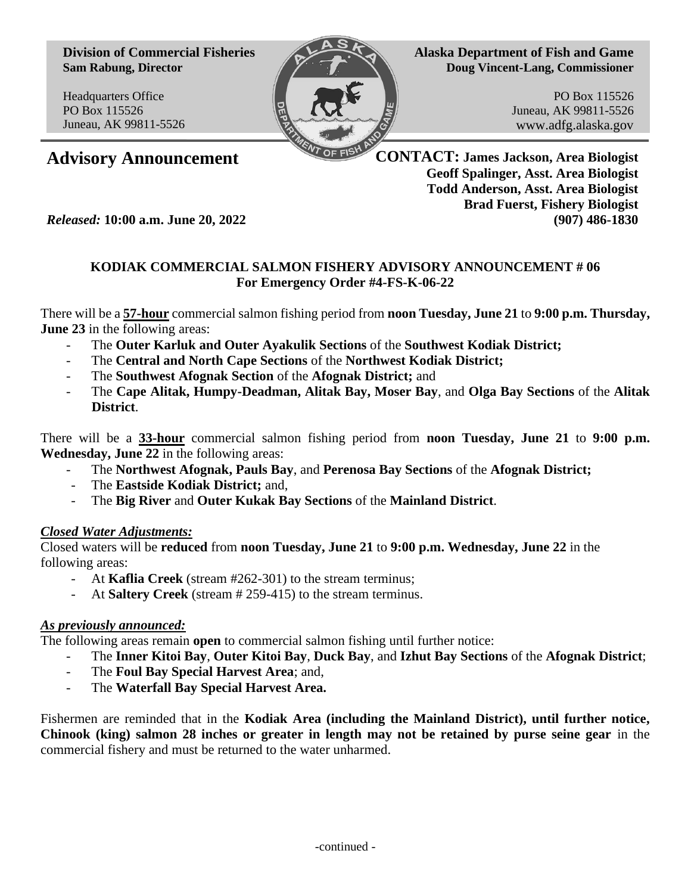**Division of Commercial Fisheries**
**Sam Rabung, Director**

Headquarters Office
PO Box 115526
Juneau, AK 99811-5526

**Alaska Department of Fish and Game**
**Doug Vincent-Lang, Commissioner**

PO Box 115526
Juneau, AK 99811-5526
www.adfg.alaska.gov

# Advisory Announcement

**CONTACT: James Jackson, Area Biologist**
**Geoff Spalinger, Asst. Area Biologist**
**Todd Anderson, Asst. Area Biologist**
**Brad Fuerst, Fishery Biologist**
**(907) 486-1830**

*Released:* **10:00 a.m. June 20, 2022**

**KODIAK COMMERCIAL SALMON FISHERY ADVISORY ANNOUNCEMENT # 06**
**For Emergency Order #4-FS-K-06-22**

There will be a **57-hour** commercial salmon fishing period from **noon Tuesday, June 21** to **9:00 p.m. Thursday, June 23** in the following areas:

- The **Outer Karluk and Outer Ayakulik Sections** of the **Southwest Kodiak District;**
- The **Central and North Cape Sections** of the **Northwest Kodiak District;**
- The **Southwest Afognak Section** of the **Afognak District;** and
- The **Cape Alitak, Humpy-Deadman, Alitak Bay, Moser Bay**, and **Olga Bay Sections** of the **Alitak District**.

There will be a **33-hour** commercial salmon fishing period from **noon Tuesday, June 21** to **9:00 p.m. Wednesday, June 22** in the following areas:

- The **Northwest Afognak, Pauls Bay**, and **Perenosa Bay Sections** of the **Afognak District;**
- The **Eastside Kodiak District;** and,
- The **Big River** and **Outer Kukak Bay Sections** of the **Mainland District**.

***Closed Water Adjustments:***

Closed waters will be **reduced** from **noon Tuesday, June 21** to **9:00 p.m. Wednesday, June 22** in the following areas:

- At **Kaflia Creek** (stream #262-301) to the stream terminus;
- At **Saltery Creek** (stream # 259-415) to the stream terminus.

***As previously announced:***

The following areas remain **open** to commercial salmon fishing until further notice:

- The **Inner Kitoi Bay**, **Outer Kitoi Bay**, **Duck Bay**, and **Izhut Bay Sections** of the **Afognak District**;
- The **Foul Bay Special Harvest Area**; and,
- The **Waterfall Bay Special Harvest Area.**

Fishermen are reminded that in the **Kodiak Area (including the Mainland District), until further notice, Chinook (king) salmon 28 inches or greater in length may not be retained by purse seine gear** in the commercial fishery and must be returned to the water unharmed.

-continued -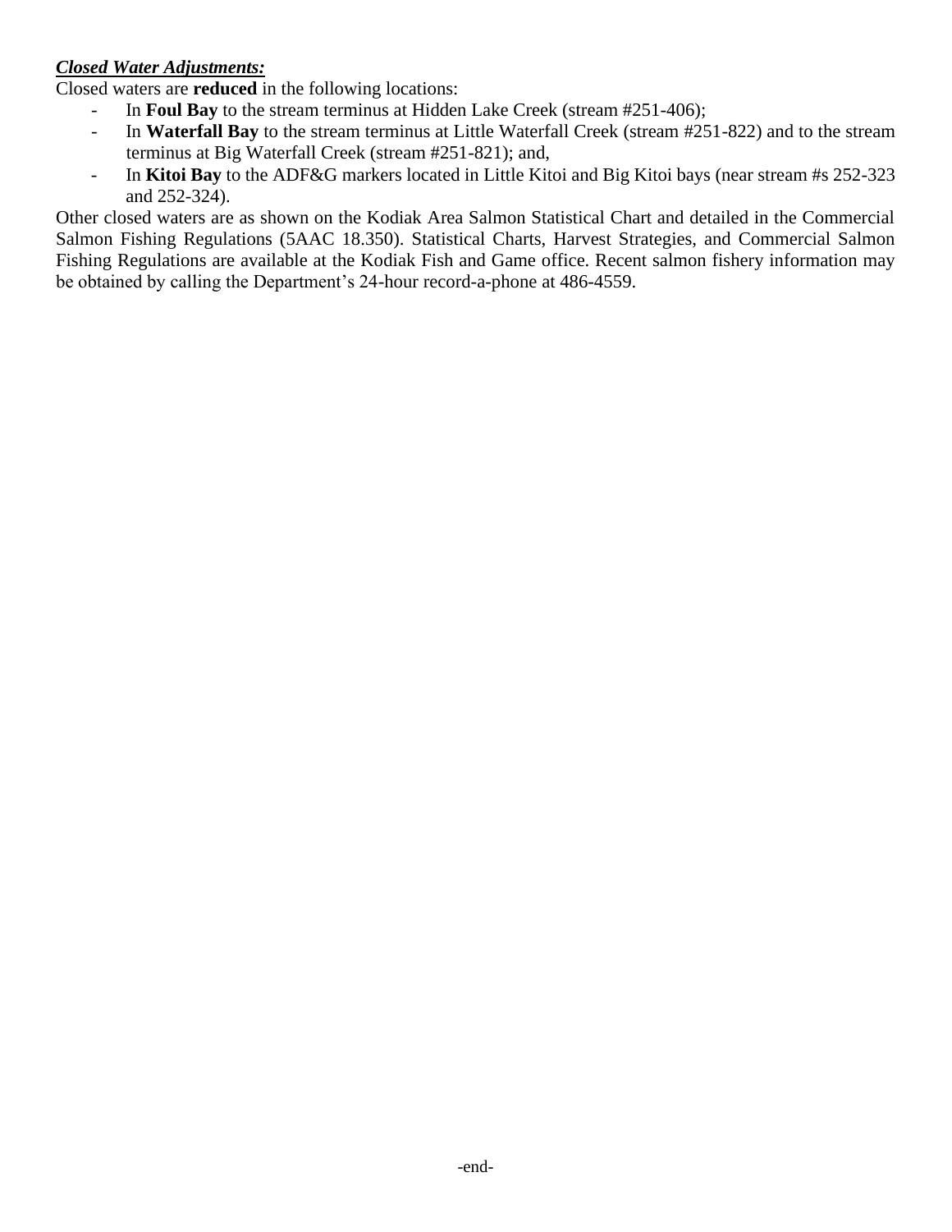***Closed Water Adjustments:***

Closed waters are **reduced** in the following locations:

- In **Foul Bay** to the stream terminus at Hidden Lake Creek (stream #251-406);
- In **Waterfall Bay** to the stream terminus at Little Waterfall Creek (stream #251-822) and to the stream terminus at Big Waterfall Creek (stream #251-821); and,
- In **Kitoi Bay** to the ADF&G markers located in Little Kitoi and Big Kitoi bays (near stream #s 252-323 and 252-324).

Other closed waters are as shown on the Kodiak Area Salmon Statistical Chart and detailed in the Commercial Salmon Fishing Regulations (5AAC 18.350). Statistical Charts, Harvest Strategies, and Commercial Salmon Fishing Regulations are available at the Kodiak Fish and Game office. Recent salmon fishery information may be obtained by calling the Department's 24-hour record-a-phone at 486-4559.

-end-